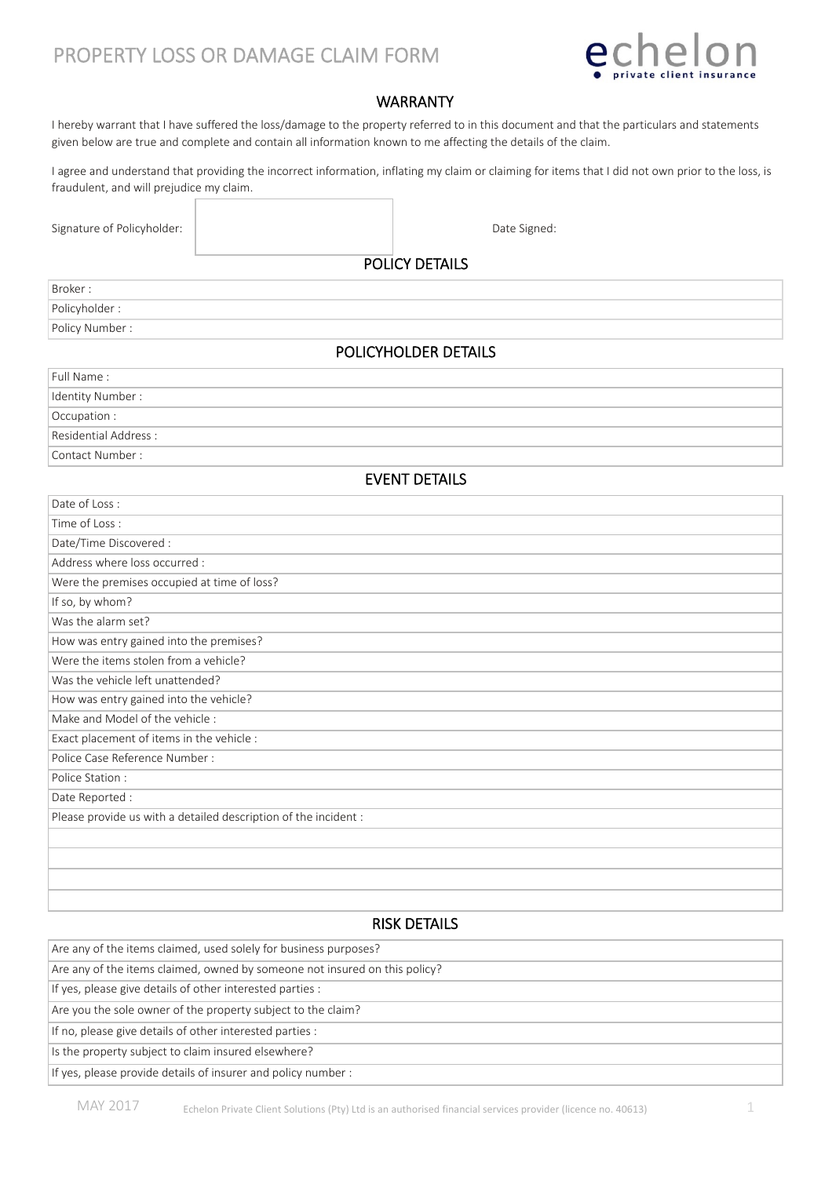# PROPERTY LOSS OR DAMAGE CLAIM FORM

echelon
private client insurance

## WARRANTY

I hereby warrant that I have suffered the loss/damage to the property referred to in this document and that the particulars and statements given below are true and complete and contain all information known to me affecting the details of the claim.

I agree and understand that providing the incorrect information, inflating my claim or claiming for items that I did not own prior to the loss, is fraudulent, and will prejudice my claim.

Signature of Policyholder: &nbsp;&nbsp;&nbsp;&nbsp;&nbsp;&nbsp;&nbsp;&nbsp;&nbsp;&nbsp;&nbsp;&nbsp;&nbsp;&nbsp;&nbsp;&nbsp;&nbsp;&nbsp;&nbsp;&nbsp; Date Signed:

## POLICY DETAILS

| |
|---|
| Broker : |
| Policyholder : |
| Policy Number : |

## POLICYHOLDER DETAILS

| |
|---|
| Full Name : |
| Identity Number : |
| Occupation : |
| Residential Address : |
| Contact Number : |

## EVENT DETAILS

| |
|---|
| Date of Loss : |
| Time of Loss : |
| Date/Time Discovered : |
| Address where loss occurred : |
| Were the premises occupied at time of loss? |
| If so, by whom? |
| Was the alarm set? |
| How was entry gained into the premises? |
| Were the items stolen from a vehicle? |
| Was the vehicle left unattended? |
| How was entry gained into the vehicle? |
| Make and Model of the vehicle : |
| Exact placement of items in the vehicle : |
| Police Case Reference Number : |
| Police Station : |
| Date Reported : |
| Please provide us with a detailed description of the incident : |
| |
| |
| |
| |

## RISK DETAILS

| |
|---|
| Are any of the items claimed, used solely for business purposes? |
| Are any of the items claimed, owned by someone not insured on this policy? |
| If yes, please give details of other interested parties : |
| Are you the sole owner of the property subject to the claim? |
| If no, please give details of other interested parties : |
| Is the property subject to claim insured elsewhere? |
| If yes, please provide details of insurer and policy number : |

MAY 2017 &nbsp;&nbsp; Echelon Private Client Solutions (Pty) Ltd is an authorised financial services provider (licence no. 40613)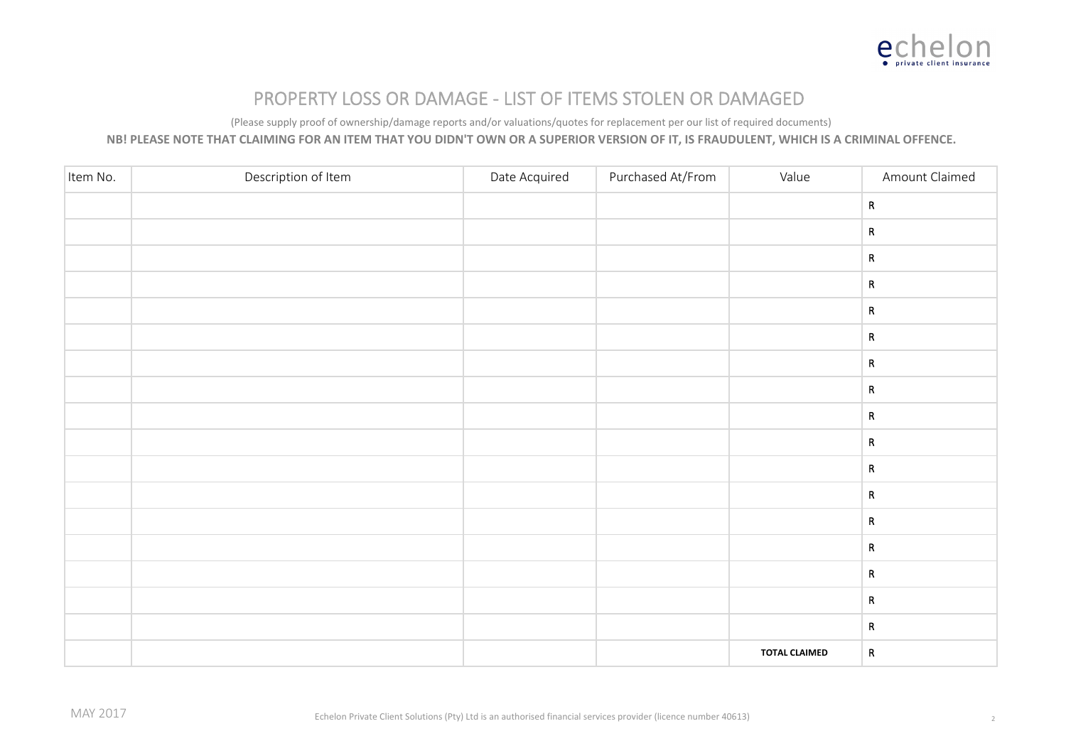echelon
private client insurance

# PROPERTY LOSS OR DAMAGE - LIST OF ITEMS STOLEN OR DAMAGED

(Please supply proof of ownership/damage reports and/or valuations/quotes for replacement per our list of required documents)

**NB! PLEASE NOTE THAT CLAIMING FOR AN ITEM THAT YOU DIDN'T OWN OR A SUPERIOR VERSION OF IT, IS FRAUDULENT, WHICH IS A CRIMINAL OFFENCE.**

| Item No. | Description of Item | Date Acquired | Purchased At/From | Value | Amount Claimed |
|---|---|---|---|---|---|
| | | | | | R |
| | | | | | R |
| | | | | | R |
| | | | | | R |
| | | | | | R |
| | | | | | R |
| | | | | | R |
| | | | | | R |
| | | | | | R |
| | | | | | R |
| | | | | | R |
| | | | | | R |
| | | | | | R |
| | | | | | R |
| | | | | | R |
| | | | | | R |
| | | | | | R |
| | | | | **TOTAL CLAIMED** | R |

MAY 2017

Echelon Private Client Solutions (Pty) Ltd is an authorised financial services provider (licence number 40613)